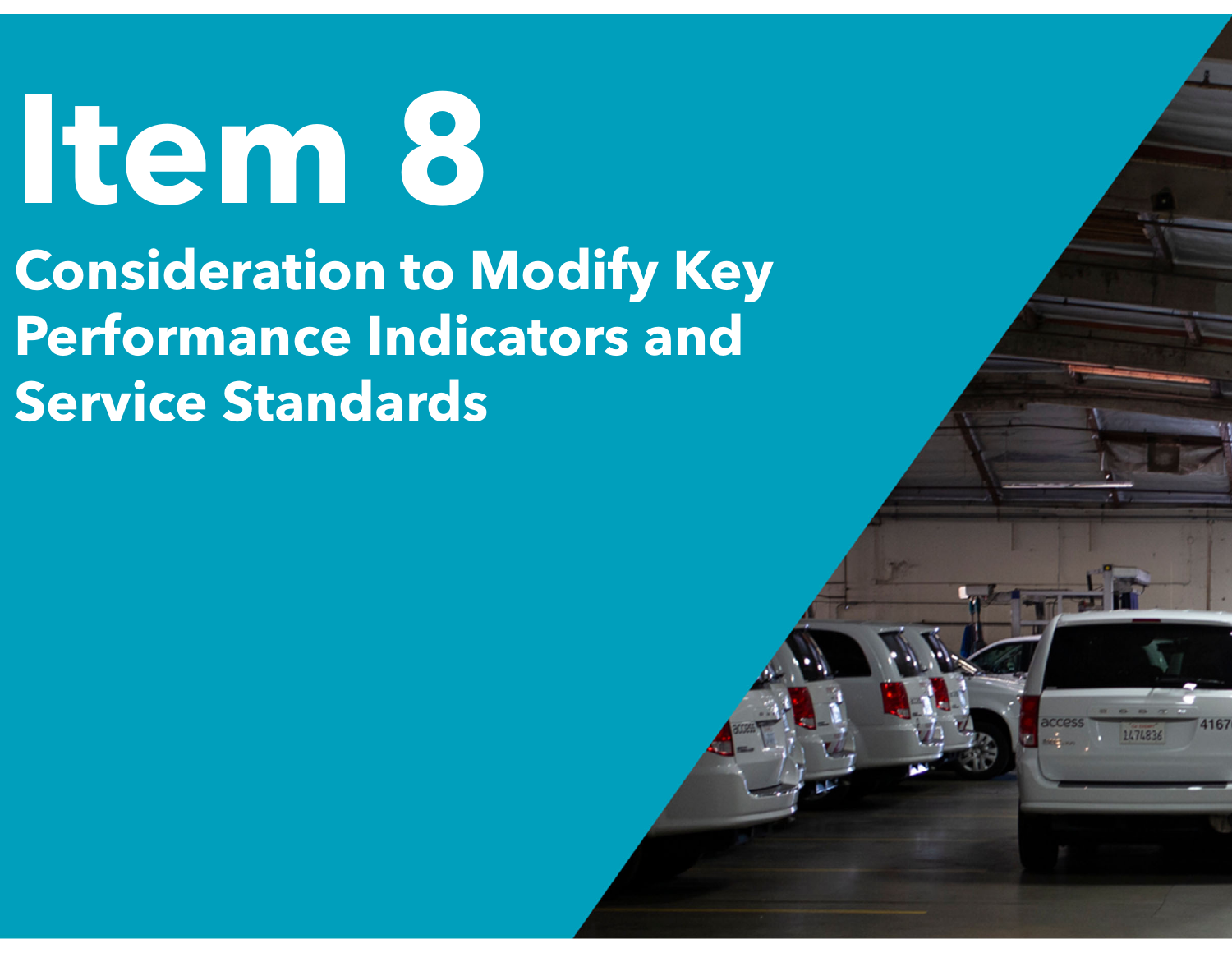# Item 8

## Consideration to Modify Key Performance Indicators and Service Standards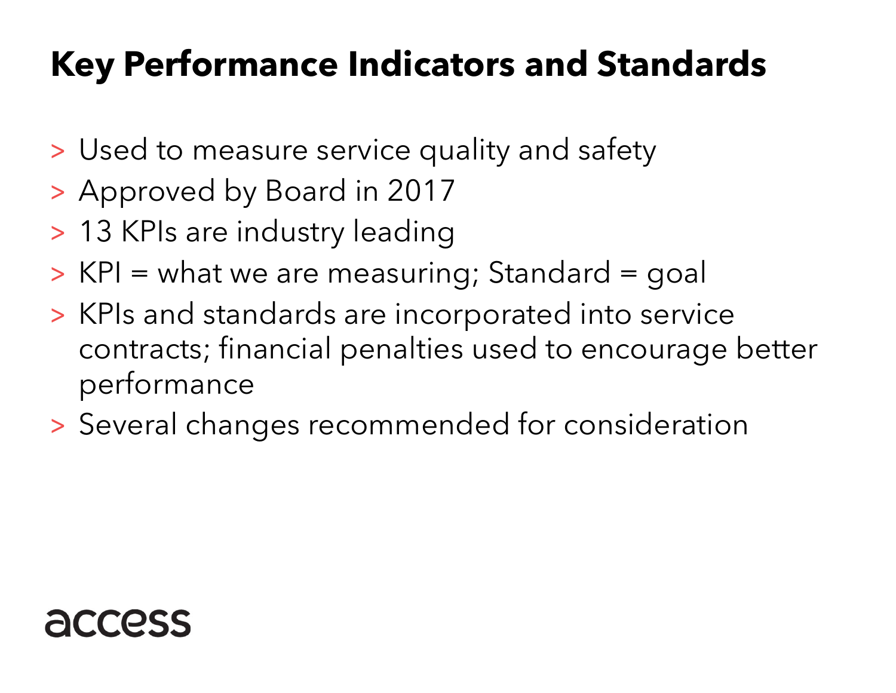# Key Performance Indicators and Standards

- Used to measure service quality and safety
- Approved by Board in 2017
- 13 KPIs are industry leading
- KPI = what we are measuring; Standard = goal
- KPIs and standards are incorporated into service contracts; financial penalties used to encourage better performance
- Several changes recommended for consideration

access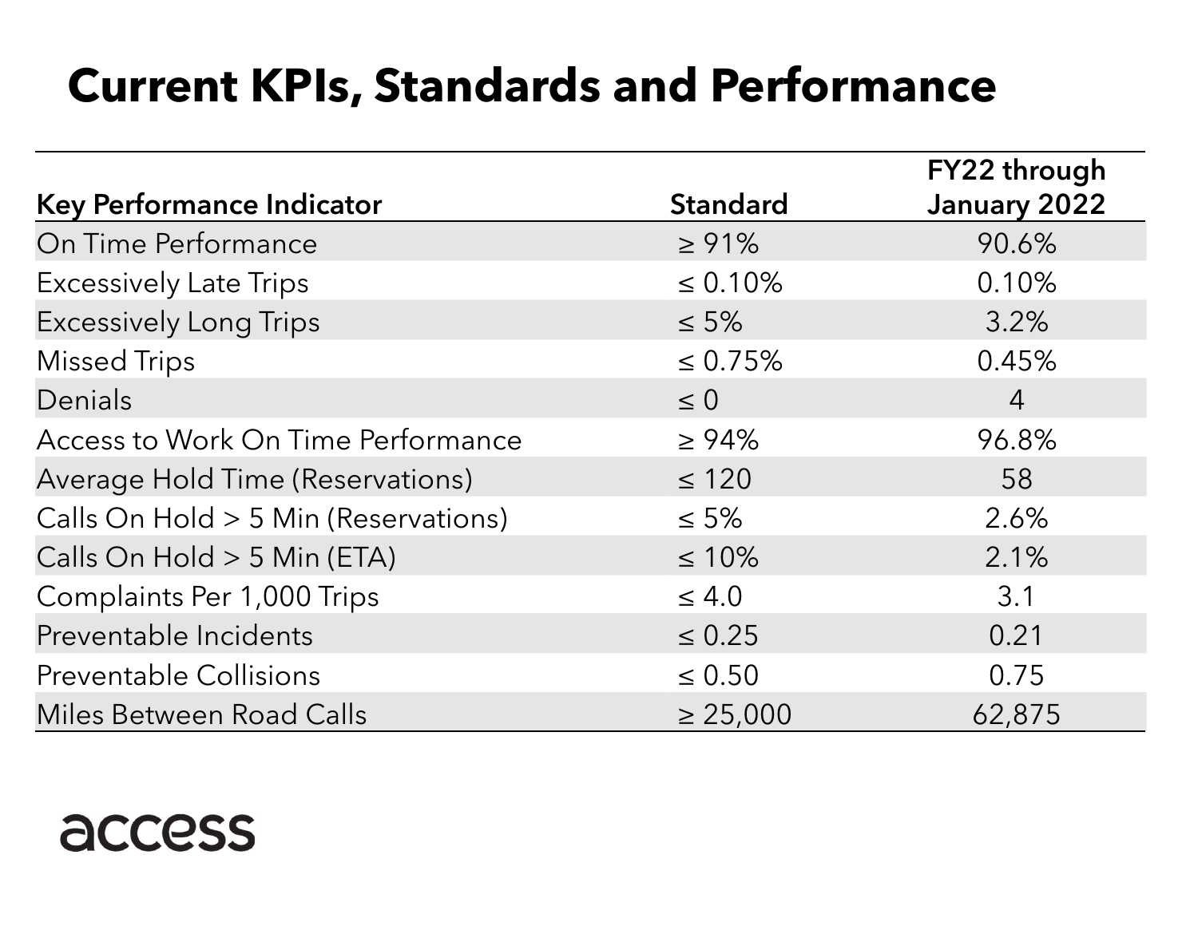# Current KPIs, Standards and Performance

| Key Performance Indicator | Standard | FY22 through January 2022 |
|---|---|---|
| On Time Performance | ≥ 91% | 90.6% |
| Excessively Late Trips | ≤ 0.10% | 0.10% |
| Excessively Long Trips | ≤ 5% | 3.2% |
| Missed Trips | ≤ 0.75% | 0.45% |
| Denials | ≤ 0 | 4 |
| Access to Work On Time Performance | ≥ 94% | 96.8% |
| Average Hold Time (Reservations) | ≤ 120 | 58 |
| Calls On Hold > 5 Min (Reservations) | ≤ 5% | 2.6% |
| Calls On Hold > 5 Min (ETA) | ≤ 10% | 2.1% |
| Complaints Per 1,000 Trips | ≤ 4.0 | 3.1 |
| Preventable Incidents | ≤ 0.25 | 0.21 |
| Preventable Collisions | ≤ 0.50 | 0.75 |
| Miles Between Road Calls | ≥ 25,000 | 62,875 |

access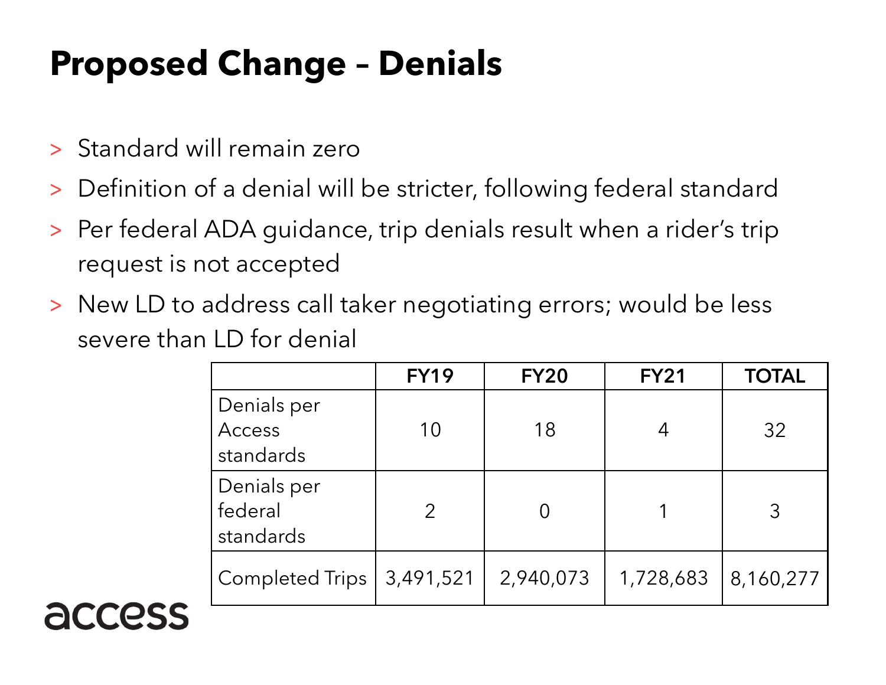# Proposed Change – Denials

- Standard will remain zero
- Definition of a denial will be stricter, following federal standard
- Per federal ADA guidance, trip denials result when a rider's trip request is not accepted
- New LD to address call taker negotiating errors; would be less severe than LD for denial

| | FY19 | FY20 | FY21 | TOTAL |
|---|---|---|---|---|
| Denials per Access standards | 10 | 18 | 4 | 32 |
| Denials per federal standards | 2 | 0 | 1 | 3 |
| Completed Trips | 3,491,521 | 2,940,073 | 1,728,683 | 8,160,277 |

access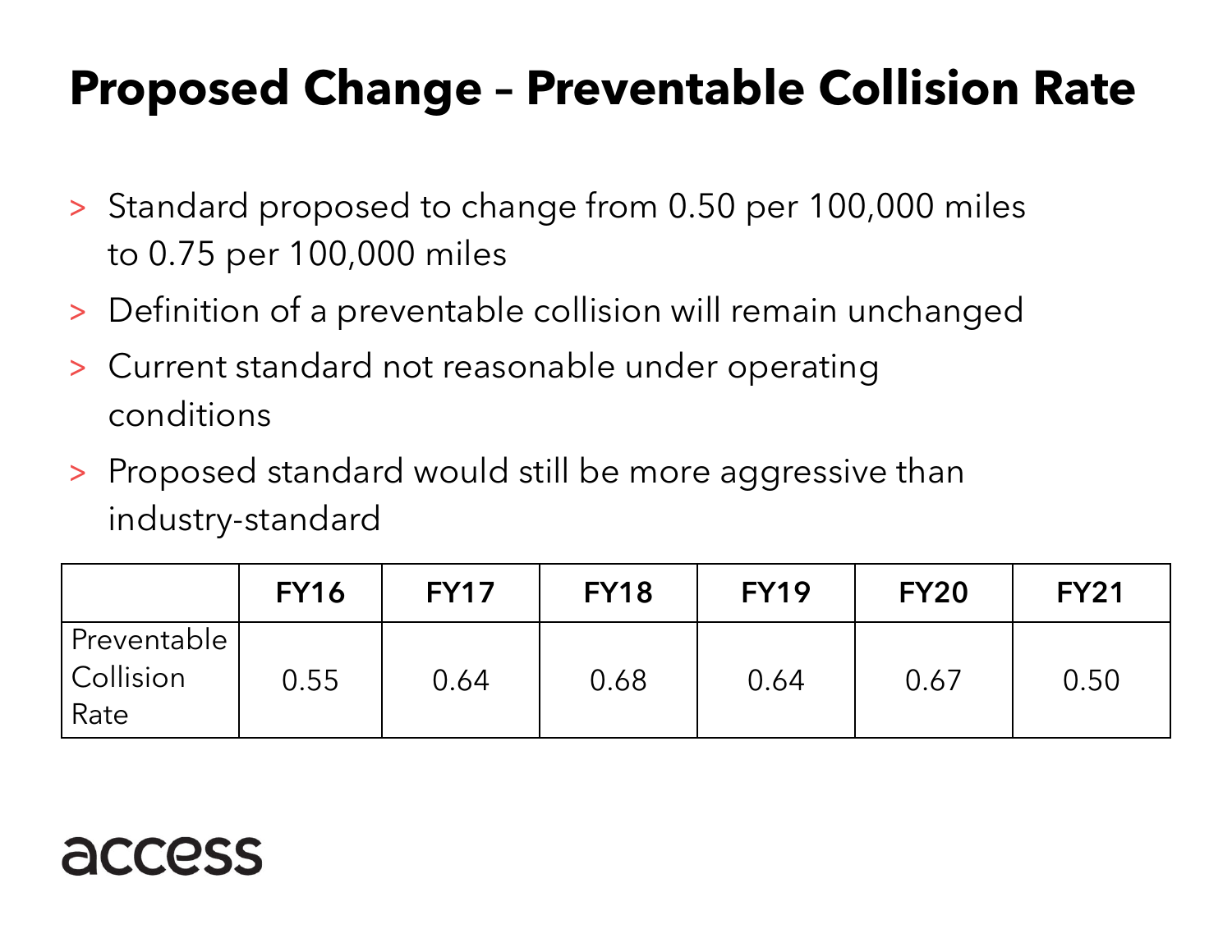# Proposed Change – Preventable Collision Rate

- Standard proposed to change from 0.50 per 100,000 miles to 0.75 per 100,000 miles
- Definition of a preventable collision will remain unchanged
- Current standard not reasonable under operating conditions
- Proposed standard would still be more aggressive than industry-standard

| | FY16 | FY17 | FY18 | FY19 | FY20 | FY21 |
|---|---|---|---|---|---|---|
| Preventable Collision Rate | 0.55 | 0.64 | 0.68 | 0.64 | 0.67 | 0.50 |

access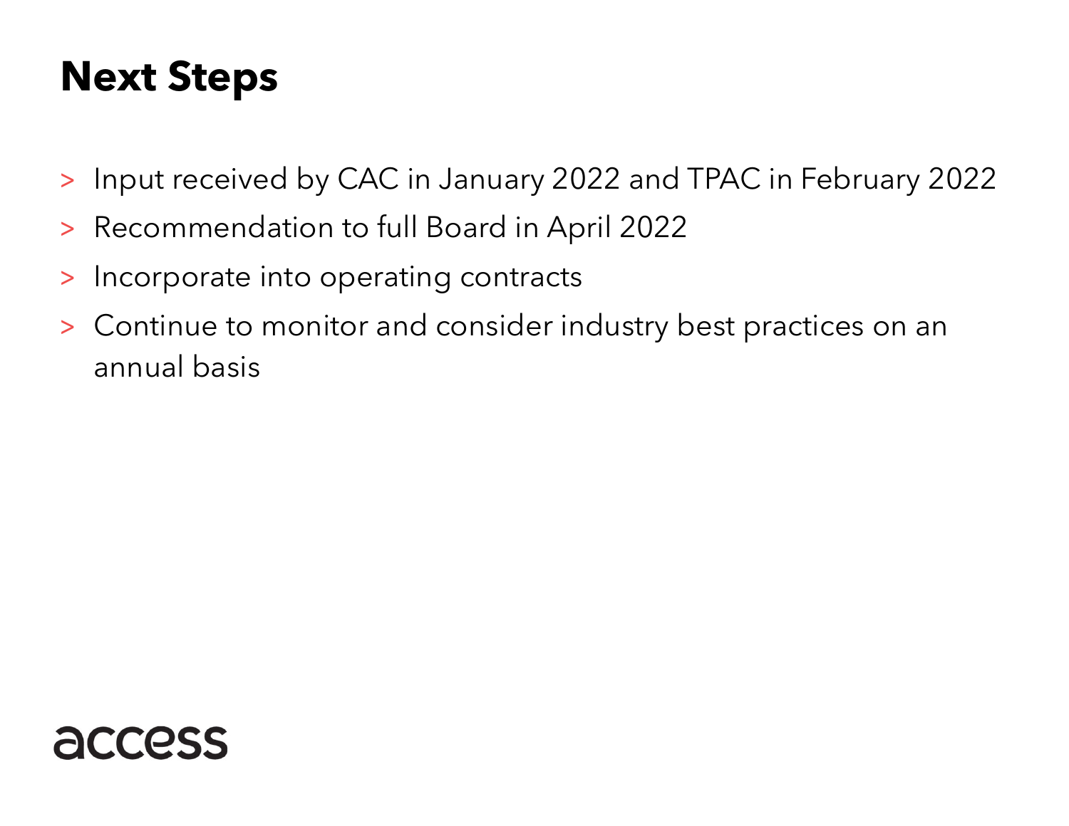# Next Steps

- Input received by CAC in January 2022 and TPAC in February 2022
- Recommendation to full Board in April 2022
- Incorporate into operating contracts
- Continue to monitor and consider industry best practices on an annual basis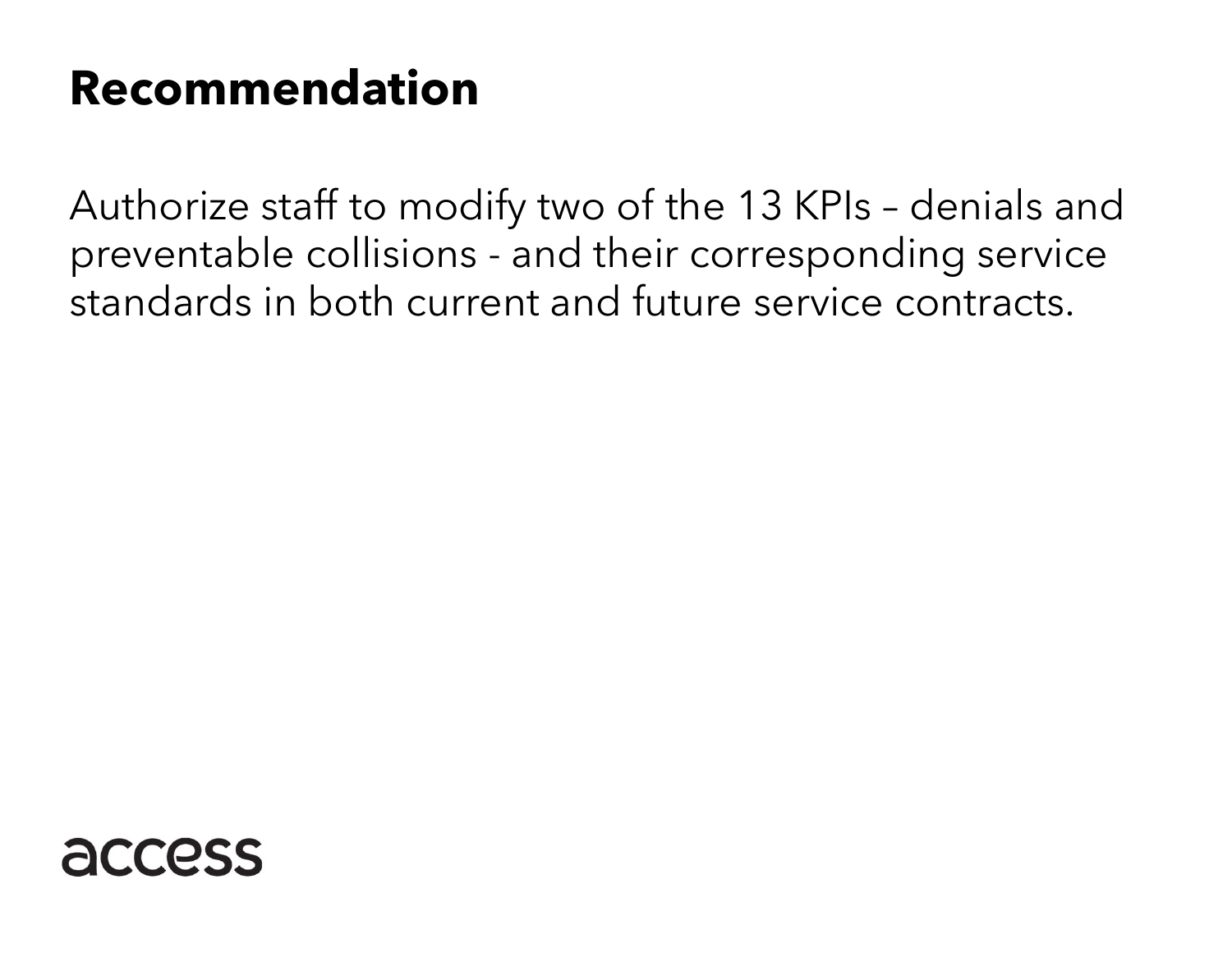# Recommendation

Authorize staff to modify two of the 13 KPIs – denials and preventable collisions - and their corresponding service standards in both current and future service contracts.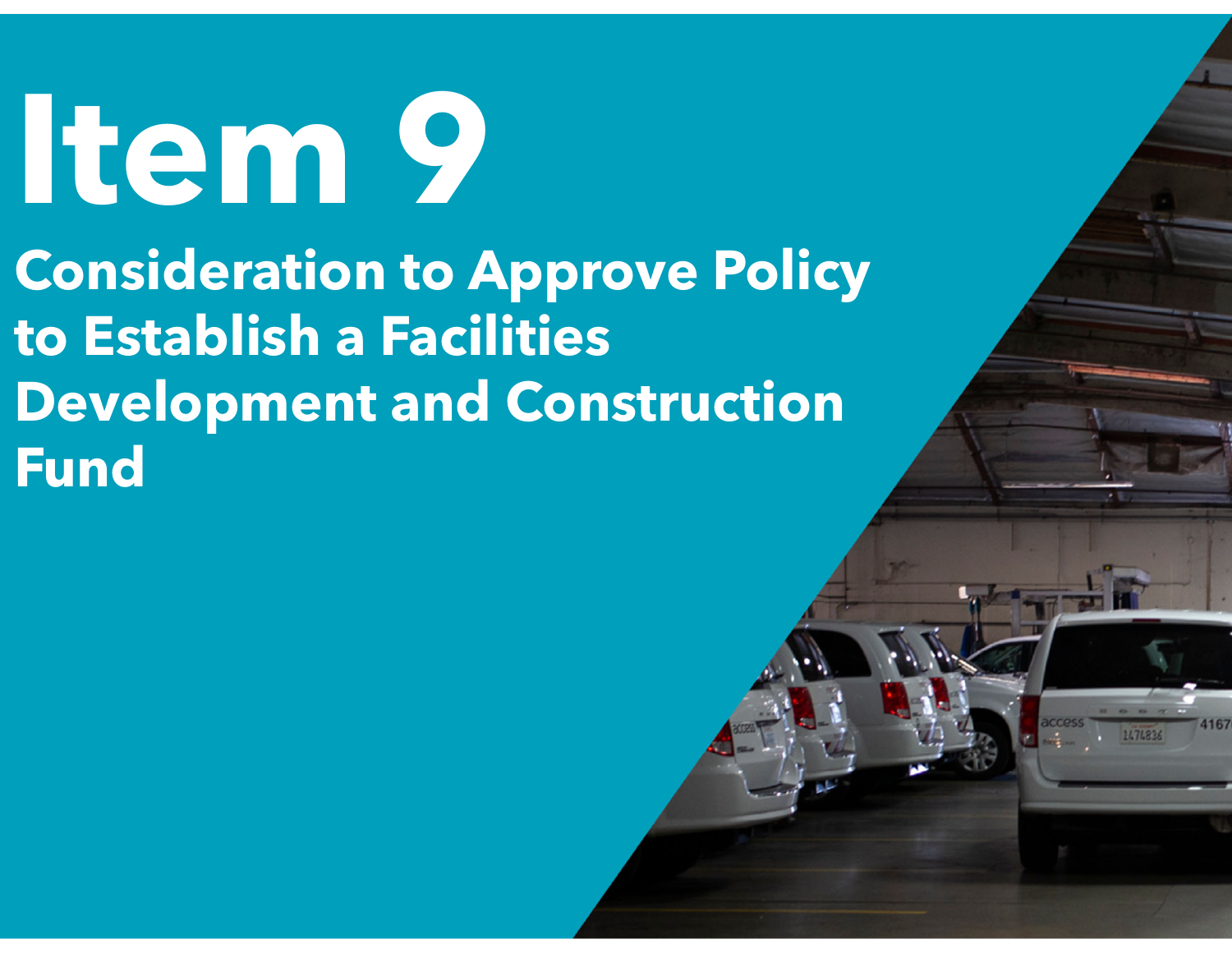# Item 9

## Consideration to Approve Policy to Establish a Facilities Development and Construction Fund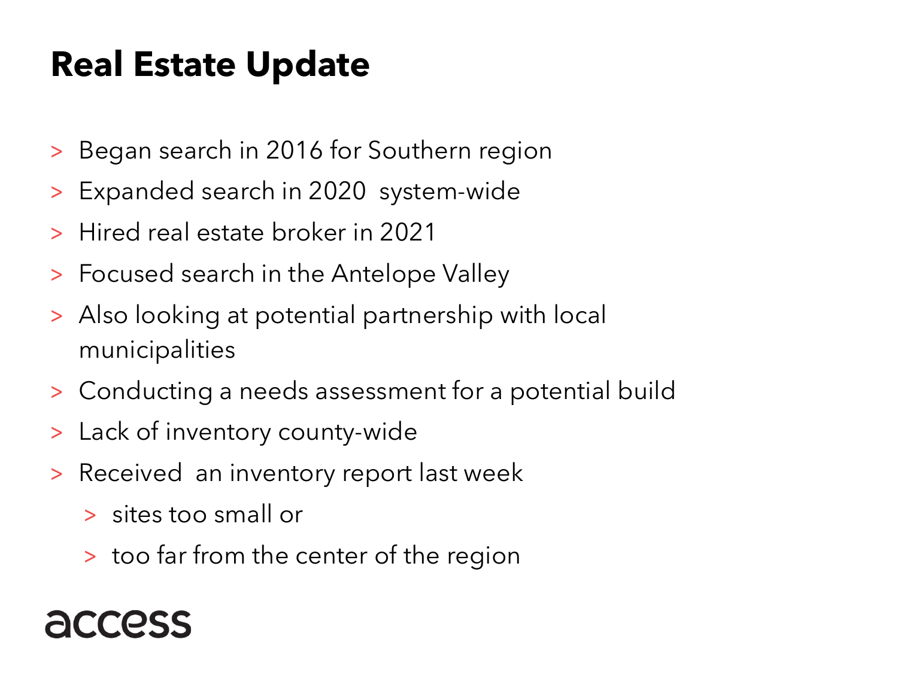# Real Estate Update

- Began search in 2016 for Southern region
- Expanded search in 2020 system-wide
- Hired real estate broker in 2021
- Focused search in the Antelope Valley
- Also looking at potential partnership with local municipalities
- Conducting a needs assessment for a potential build
- Lack of inventory county-wide
- Received an inventory report last week
  - sites too small or
  - too far from the center of the region

access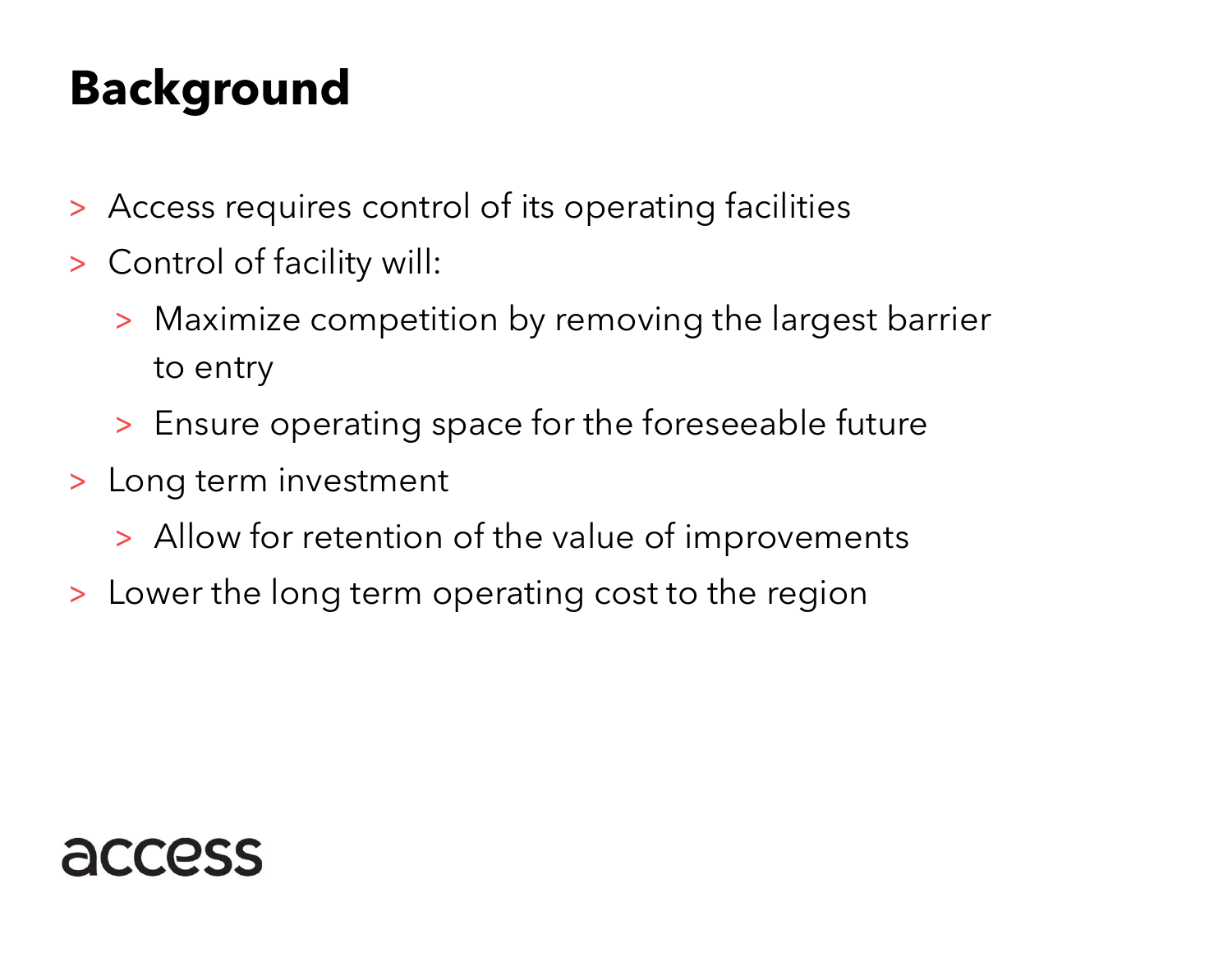# Background

- Access requires control of its operating facilities
- Control of facility will:
  - Maximize competition by removing the largest barrier to entry
  - Ensure operating space for the foreseeable future
- Long term investment
  - Allow for retention of the value of improvements
- Lower the long term operating cost to the region

access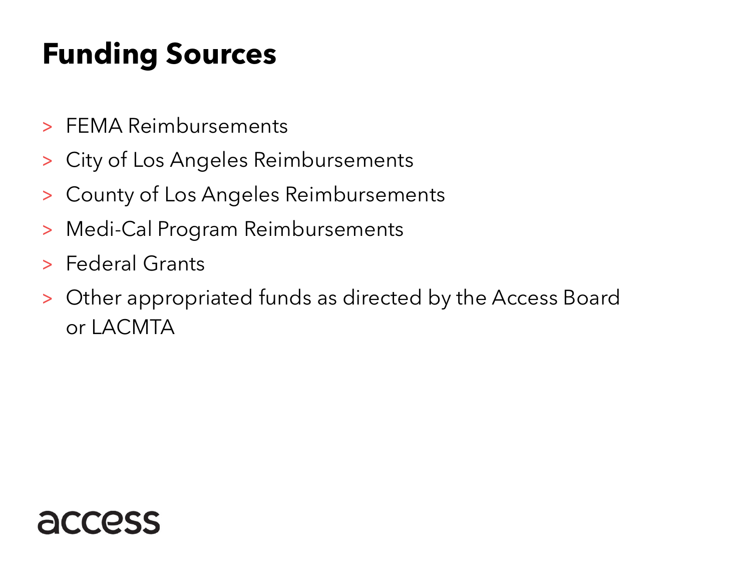# Funding Sources

- FEMA Reimbursements
- City of Los Angeles Reimbursements
- County of Los Angeles Reimbursements
- Medi-Cal Program Reimbursements
- Federal Grants
- Other appropriated funds as directed by the Access Board or LACMTA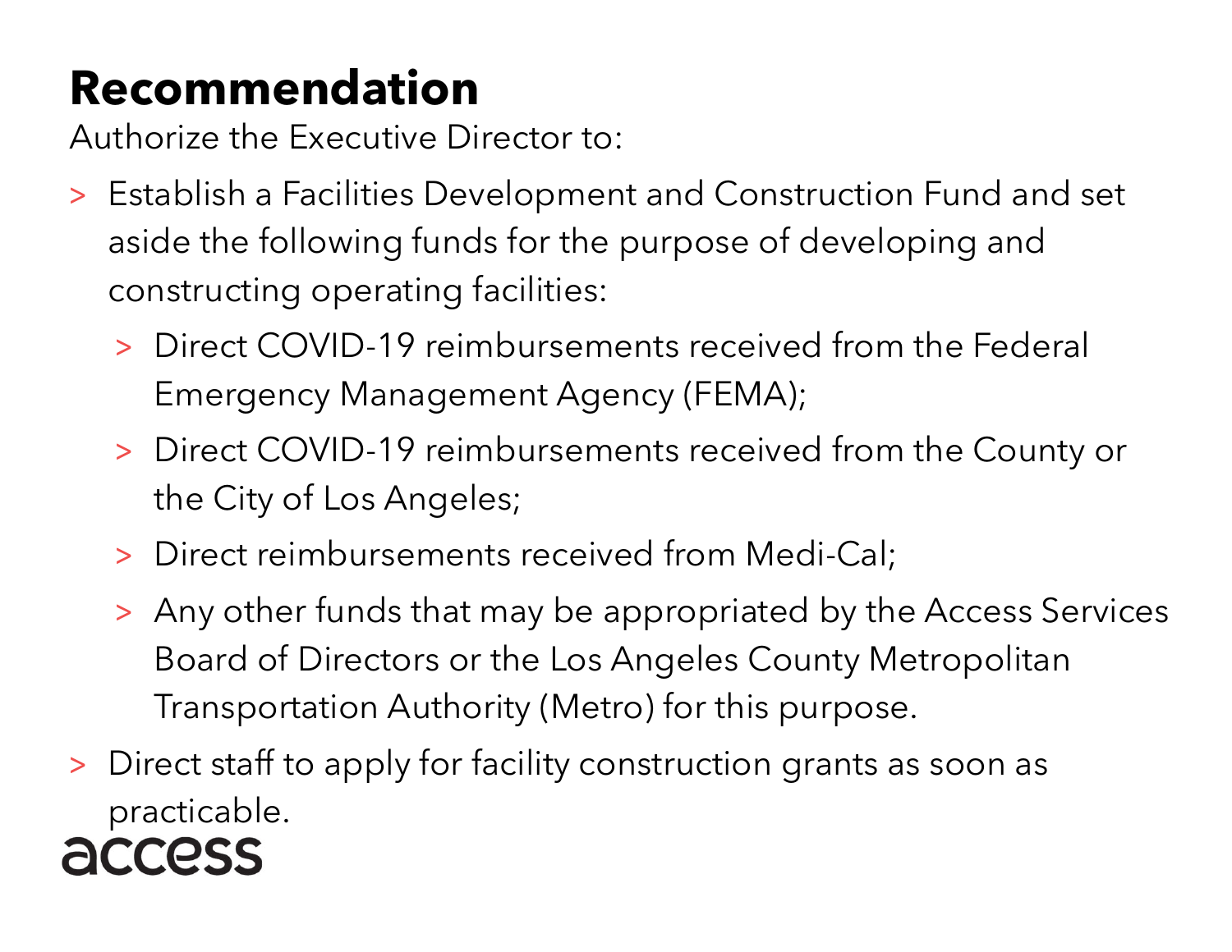# Recommendation

Authorize the Executive Director to:

- Establish a Facilities Development and Construction Fund and set aside the following funds for the purpose of developing and constructing operating facilities:
  - Direct COVID-19 reimbursements received from the Federal Emergency Management Agency (FEMA);
  - Direct COVID-19 reimbursements received from the County or the City of Los Angeles;
  - Direct reimbursements received from Medi-Cal;
  - Any other funds that may be appropriated by the Access Services Board of Directors or the Los Angeles County Metropolitan Transportation Authority (Metro) for this purpose.
- Direct staff to apply for facility construction grants as soon as practicable.

access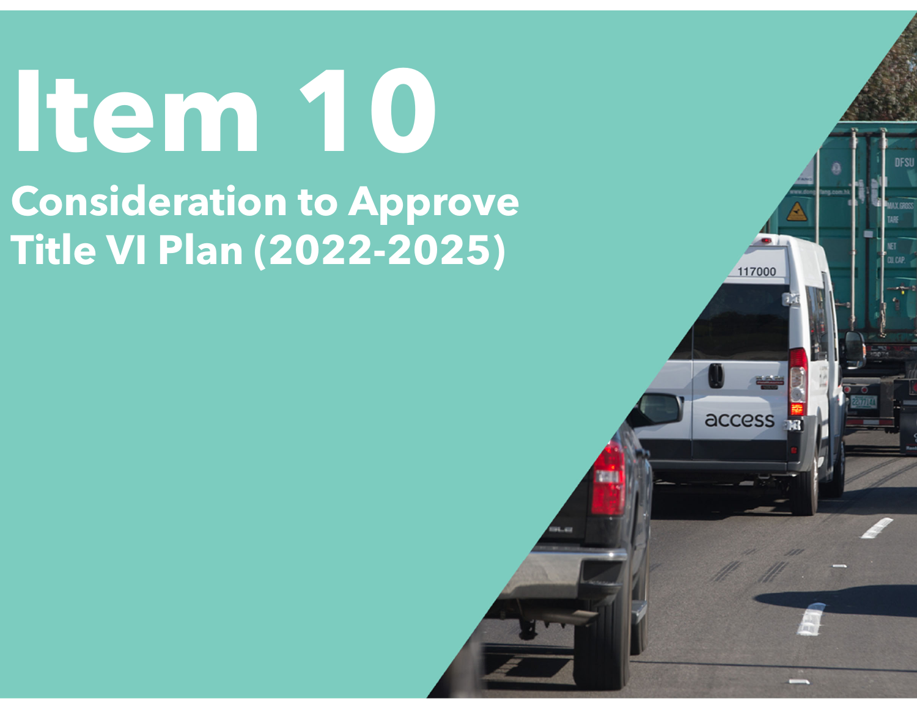# Item 10

## Consideration to Approve Title VI Plan (2022-2025)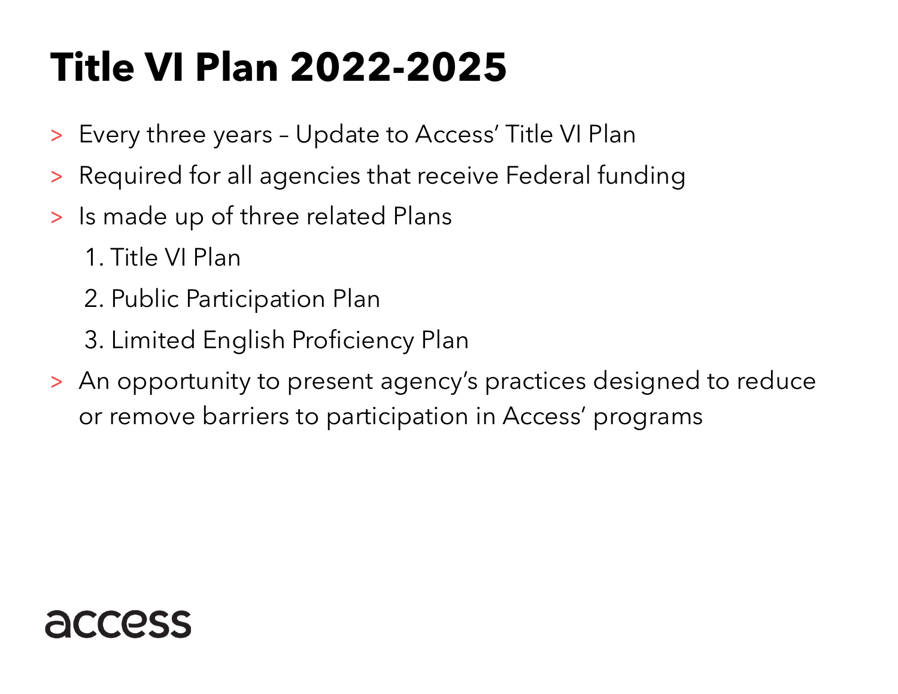# Title VI Plan 2022-2025

- Every three years – Update to Access' Title VI Plan
- Required for all agencies that receive Federal funding
- Is made up of three related Plans
  1. Title VI Plan
  2. Public Participation Plan
  3. Limited English Proficiency Plan
- An opportunity to present agency's practices designed to reduce or remove barriers to participation in Access' programs

access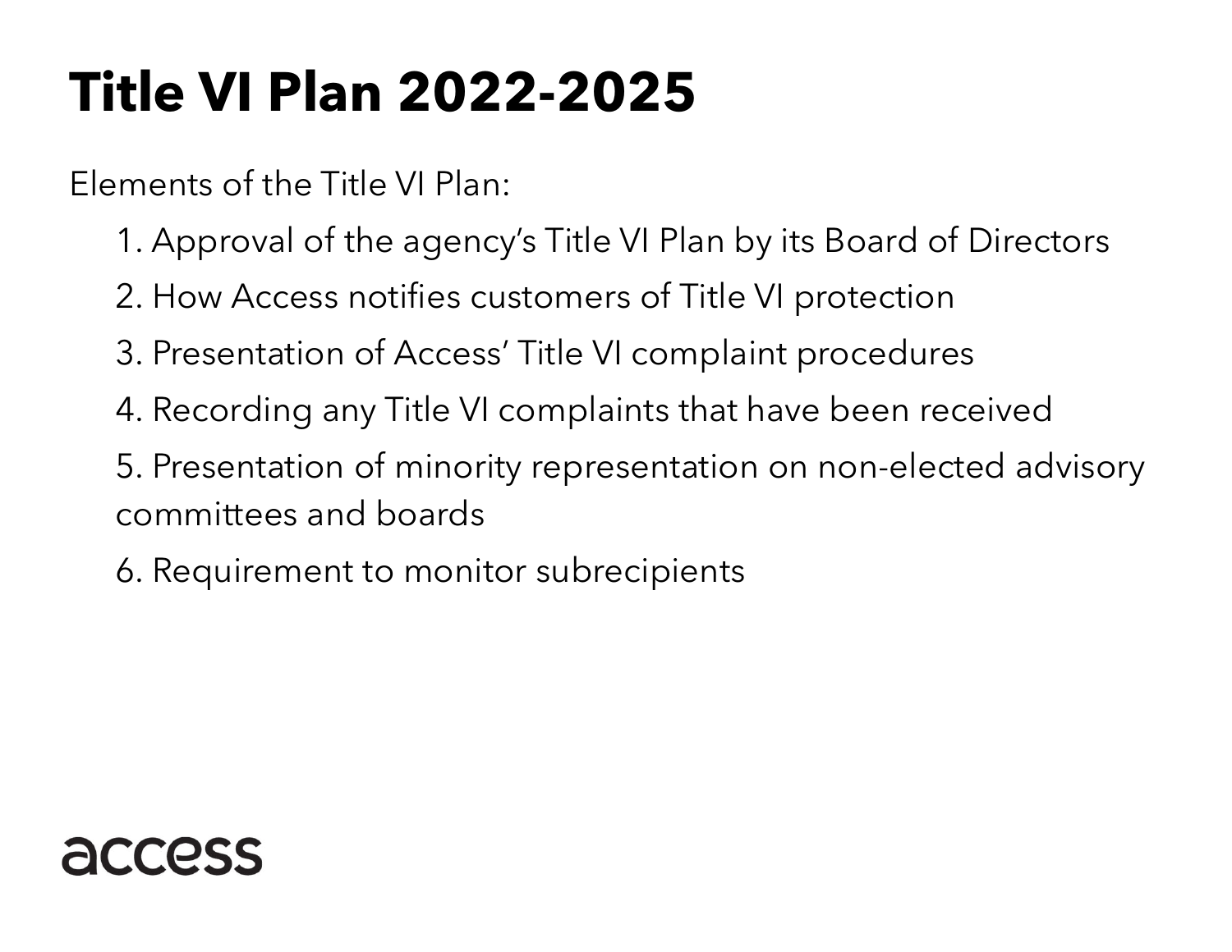# Title VI Plan 2022-2025

Elements of the Title VI Plan:

1. Approval of the agency’s Title VI Plan by its Board of Directors
2. How Access notifies customers of Title VI protection
3. Presentation of Access’ Title VI complaint procedures
4. Recording any Title VI complaints that have been received
5. Presentation of minority representation on non-elected advisory committees and boards
6. Requirement to monitor subrecipients

access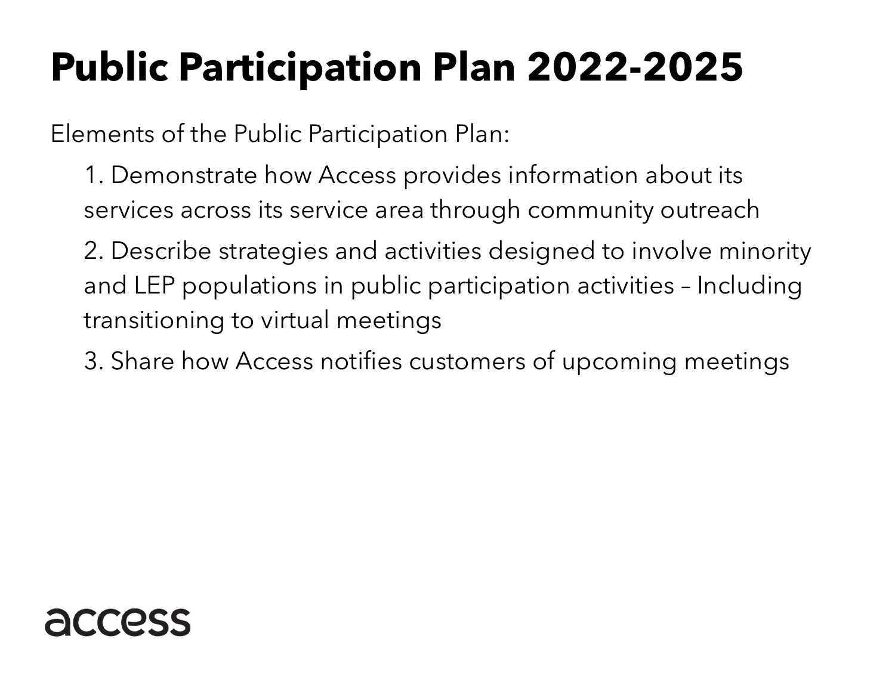# Public Participation Plan 2022-2025

Elements of the Public Participation Plan:

1. Demonstrate how Access provides information about its services across its service area through community outreach
2. Describe strategies and activities designed to involve minority and LEP populations in public participation activities – Including transitioning to virtual meetings
3. Share how Access notifies customers of upcoming meetings

access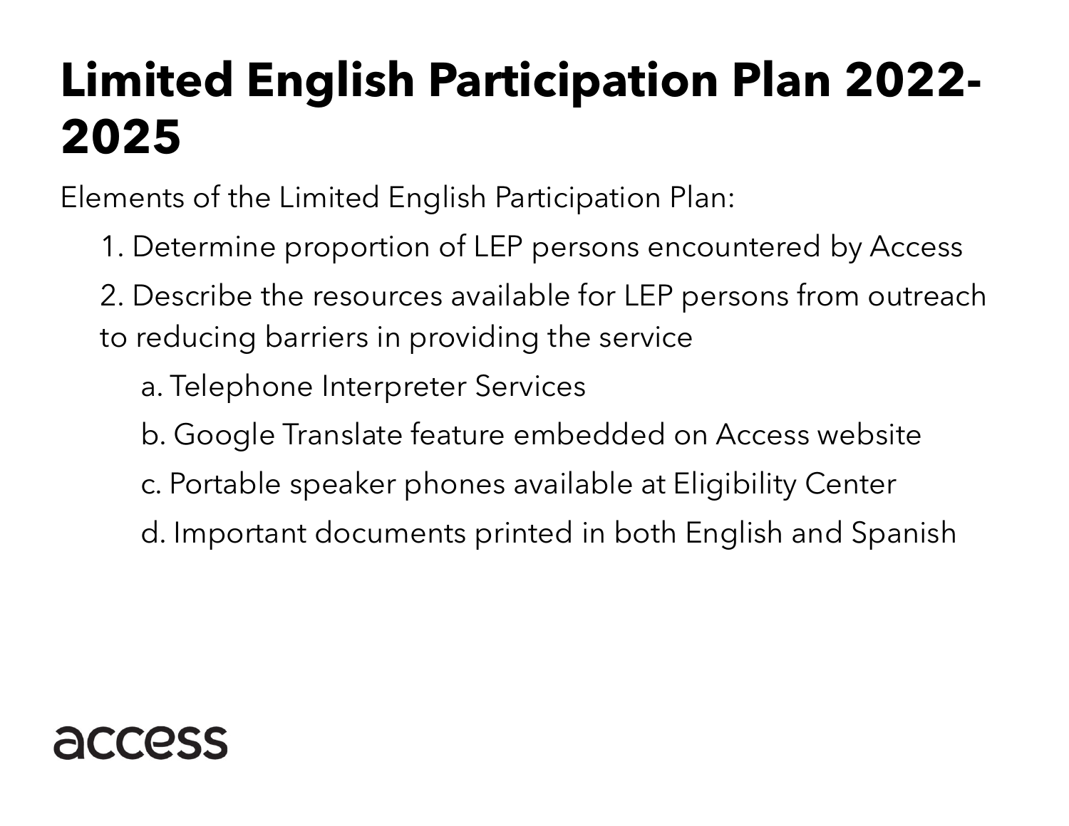# Limited English Participation Plan 2022-2025

Elements of the Limited English Participation Plan:

1. Determine proportion of LEP persons encountered by Access
2. Describe the resources available for LEP persons from outreach to reducing barriers in providing the service
   a. Telephone Interpreter Services
   b. Google Translate feature embedded on Access website
   c. Portable speaker phones available at Eligibility Center
   d. Important documents printed in both English and Spanish

access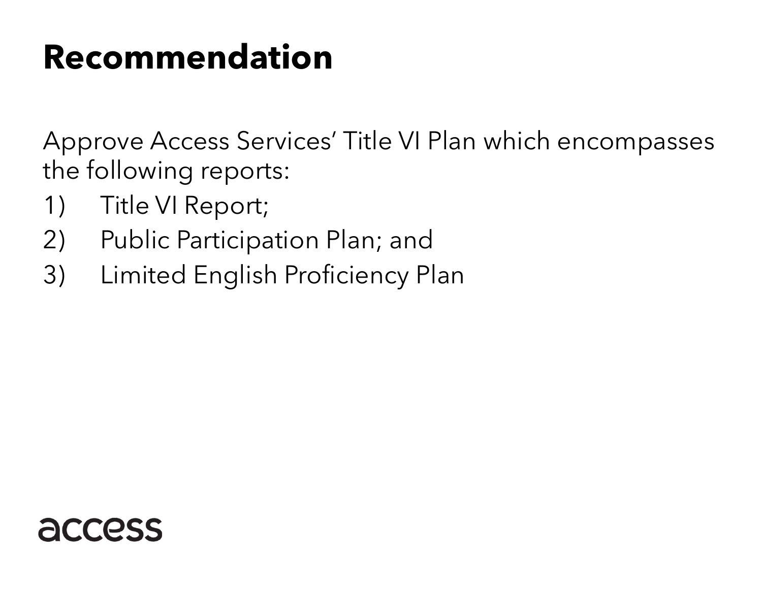# Recommendation

Approve Access Services' Title VI Plan which encompasses the following reports:

1) Title VI Report;
2) Public Participation Plan; and
3) Limited English Proficiency Plan

access